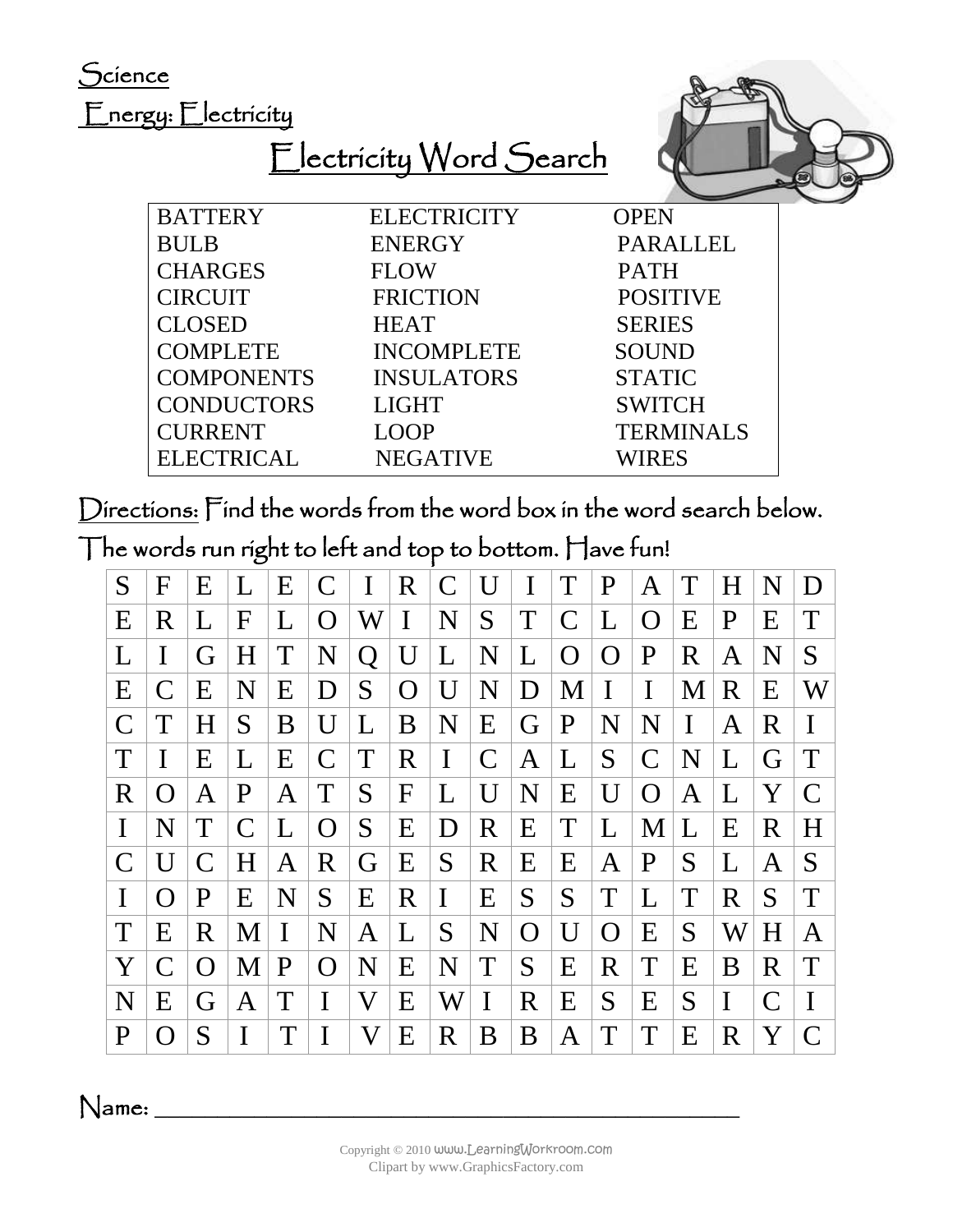Science

Energy: Electricity

# Electricity Word Search

| | | |
|---|---|---|
| BATTERY | ELECTRICITY | OPEN |
| BULB | ENERGY | PARALLEL |
| CHARGES | FLOW | PATH |
| CIRCUIT | FRICTION | POSITIVE |
| CLOSED | HEAT | SERIES |
| COMPLETE | INCOMPLETE | SOUND |
| COMPONENTS | INSULATORS | STATIC |
| CONDUCTORS | LIGHT | SWITCH |
| CURRENT | LOOP | TERMINALS |
| ELECTRICAL | NEGATIVE | WIRES |

Directions: Find the words from the word box in the word search below. The words run right to left and top to bottom. Have fun!

| | | | | | | | | | | | | | | | | | |
|---|---|---|---|---|---|---|---|---|---|---|---|---|---|---|---|---|---|
| S | F | E | L | E | C | I | R | C | U | I | T | P | A | T | H | N | D |
| E | R | L | F | L | O | W | I | N | S | T | C | L | O | E | P | E | T |
| L | I | G | H | T | N | Q | U | L | N | L | O | O | P | R | A | N | S |
| E | C | E | N | E | D | S | O | U | N | D | M | I | I | M | R | E | W |
| C | T | H | S | B | U | L | B | N | E | G | P | N | N | I | A | R | I |
| T | I | E | L | E | C | T | R | I | C | A | L | S | C | N | L | G | T |
| R | O | A | P | A | T | S | F | L | U | N | E | U | O | A | L | Y | C |
| I | N | T | C | L | O | S | E | D | R | E | T | L | M | L | E | R | H |
| C | U | C | H | A | R | G | E | S | R | E | E | A | P | S | L | A | S |
| I | O | P | E | N | S | E | R | I | E | S | S | T | L | T | R | S | T |
| T | E | R | M | I | N | A | L | S | N | O | U | O | E | S | W | H | A |
| Y | C | O | M | P | O | N | E | N | T | S | E | R | T | E | B | R | T |
| N | E | G | A | T | I | V | E | W | I | R | E | S | E | S | I | C | I |
| P | O | S | I | T | I | V | E | R | B | B | A | T | T | E | R | Y | C |

Name: ______________________________________________

Copyright © 2010 www.LearningWorkroom.com
Clipart by www.GraphicsFactory.com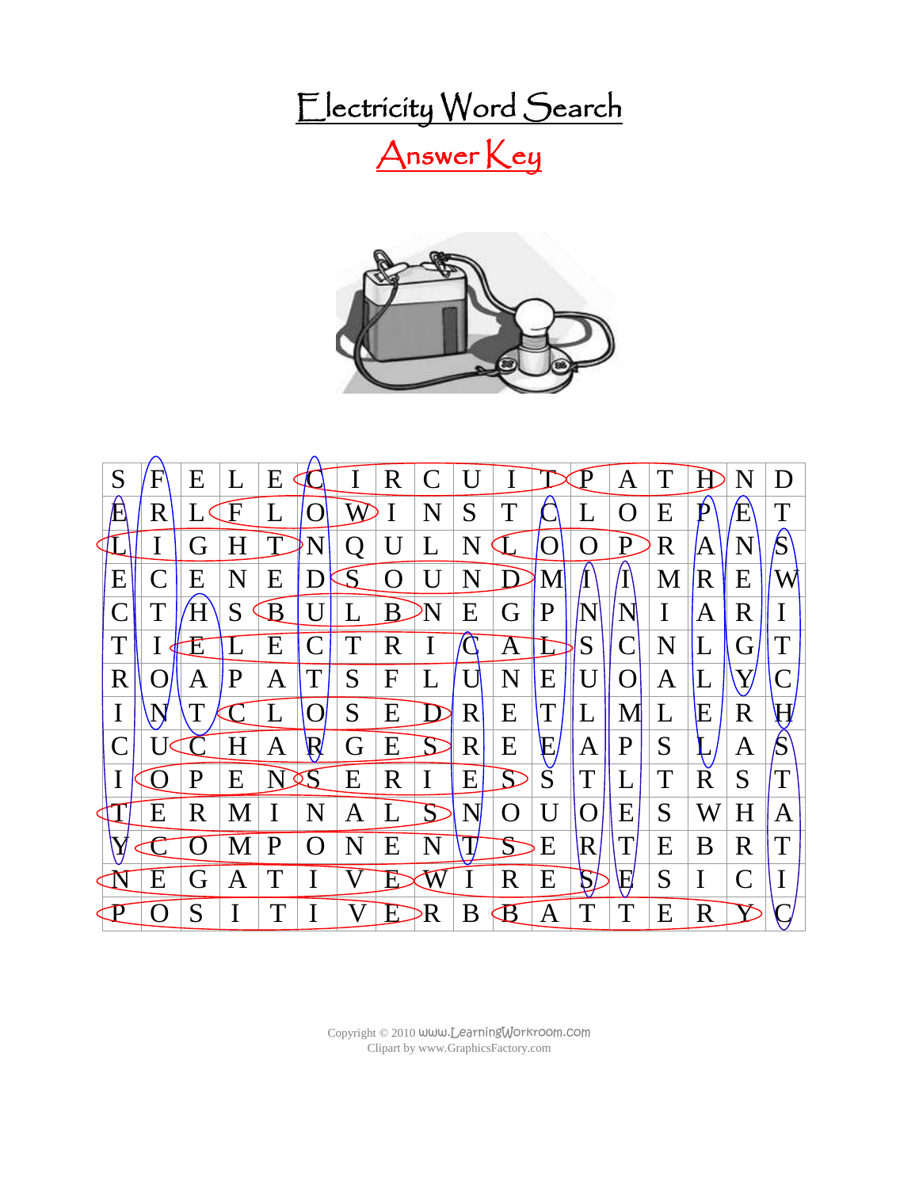# Electricity Word Search

## Answer Key

| | | | | | | | | | | | | | | | | | |
|---|---|---|---|---|---|---|---|---|---|---|---|---|---|---|---|---|---|
| S | F | E | L | E | C | I | R | C | U | I | T | P | A | T | H | N | D |
| E | R | L | F | L | O | W | I | N | S | T | C | L | O | E | P | E | T |
| L | I | G | H | T | N | Q | U | L | N | L | O | O | P | R | A | N | S |
| E | C | E | N | E | D | S | O | U | N | D | M | I | I | M | R | E | W |
| C | T | H | S | B | U | L | B | N | E | G | P | N | N | I | A | R | I |
| T | I | E | L | E | C | T | R | I | C | A | L | S | C | N | L | G | T |
| R | O | A | P | A | T | S | F | L | U | N | E | U | O | A | L | Y | C |
| I | N | T | C | L | O | S | E | D | R | E | T | L | M | L | E | R | H |
| C | U | C | H | A | R | G | E | S | R | E | E | A | P | S | L | A | S |
| I | O | P | E | N | S | E | R | I | E | S | S | T | L | T | R | S | T |
| T | E | R | M | I | N | A | L | S | N | O | U | O | E | S | W | H | A |
| Y | C | O | M | P | O | N | E | N | T | S | E | R | T | E | B | R | T |
| N | E | G | A | T | I | V | E | W | I | R | E | S | E | S | I | C | I |
| P | O | S | I | T | I | V | E | R | B | B | A | T | T | E | R | Y | C |

Copyright © 2010 www.LearningWorkroom.com
Clipart by www.GraphicsFactory.com